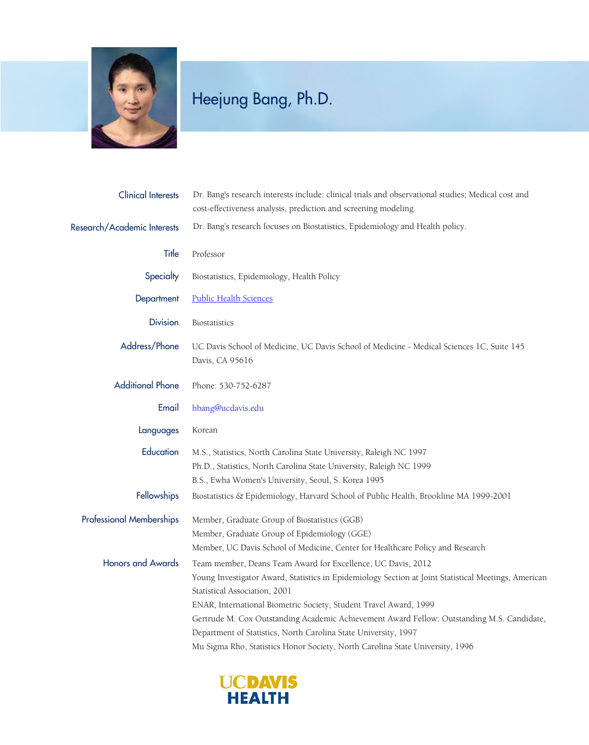# Heejung Bang, Ph.D.

| | |
|---|---|
| **Clinical Interests** | Dr. Bang's research interests include: clinical trials and observational studies; Medical cost and cost-effectiveness analysis, prediction and screening modeling. |
| **Research/Academic Interests** | Dr. Bang's research focuses on Biostatistics, Epidemiology and Health policy. |
| **Title** | Professor |
| **Specialty** | Biostatistics, Epidemiology, Health Policy |
| **Department** | Public Health Sciences |
| **Division** | Biostatistics |
| **Address/Phone** | UC Davis School of Medicine, UC Davis School of Medicine - Medical Sciences 1C, Suite 145<br>Davis, CA 95616 |
| **Additional Phone** | Phone: 530-752-6287 |
| **Email** | hbang@ucdavis.edu |
| **Languages** | Korean |
| **Education** | M.S., Statistics, North Carolina State University, Raleigh NC 1997<br>Ph.D., Statistics, North Carolina State University, Raleigh NC 1999<br>B.S., Ewha Women's University, Seoul, S. Korea 1995 |
| **Fellowships** | Biostatistics & Epidemiology, Harvard School of Public Health, Brookline MA 1999-2001 |
| **Professional Memberships** | Member, Graduate Group of Biostatistics (GGB)<br>Member, Graduate Group of Epidemiology (GGE)<br>Member, UC Davis School of Medicine, Center for Healthcare Policy and Research |
| **Honors and Awards** | Team member, Deans Team Award for Excellence, UC Davis, 2012<br>Young Investigator Award, Statistics in Epidemiology Section at Joint Statistical Meetings, American Statistical Association, 2001<br>ENAR, International Biometric Society, Student Travel Award, 1999<br>Gertrude M. Cox Outstanding Academic Achievement Award Fellow: Outstanding M.S. Candidate, Department of Statistics, North Carolina State University, 1997<br>Mu Sigma Rho, Statistics Honor Society, North Carolina State University, 1996 |

UC DAVIS HEALTH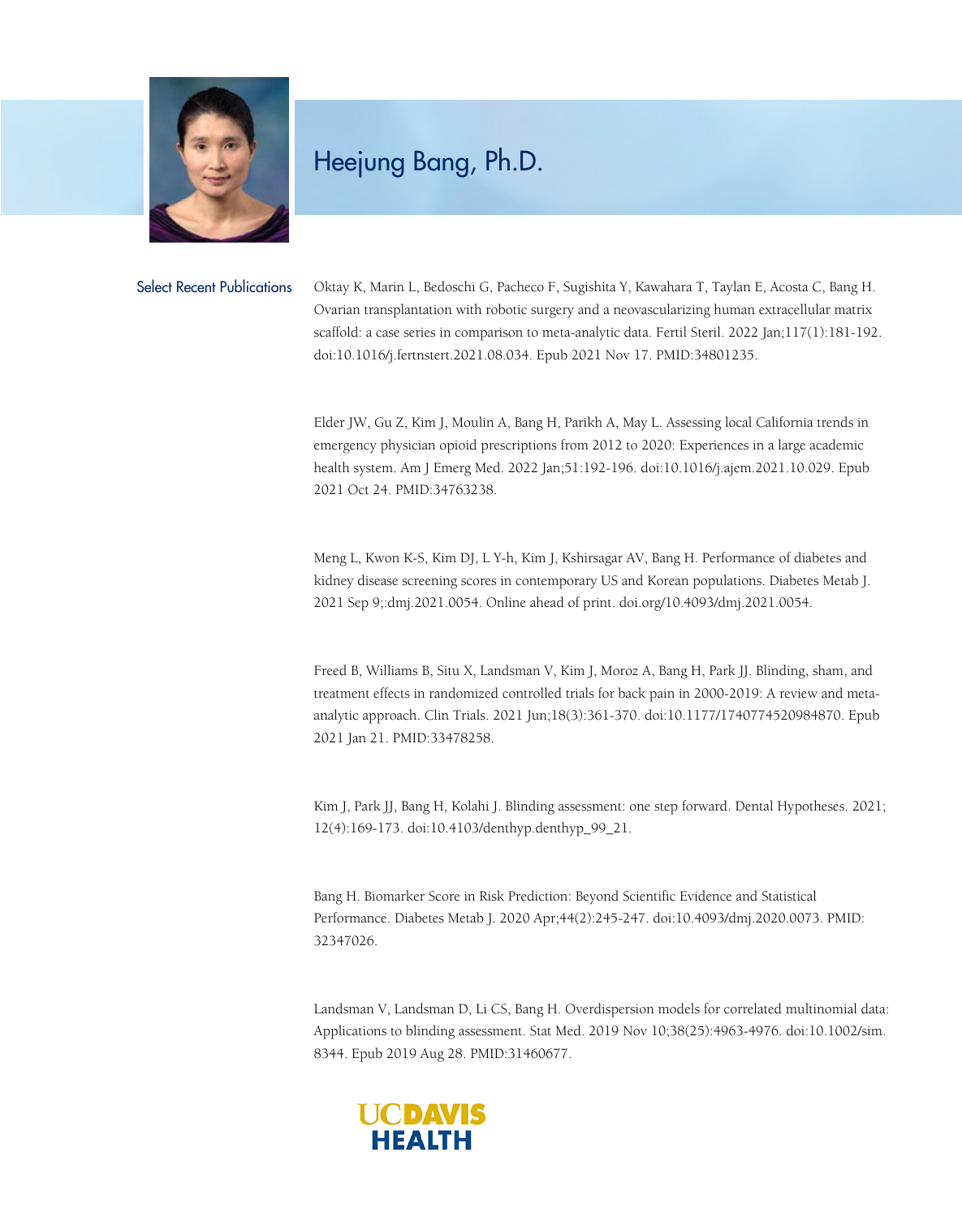# Heejung Bang, Ph.D.

## Select Recent Publications

Oktay K, Marin L, Bedoschi G, Pacheco F, Sugishita Y, Kawahara T, Taylan E, Acosta C, Bang H. Ovarian transplantation with robotic surgery and a neovascularizing human extracellular matrix scaffold: a case series in comparison to meta-analytic data. Fertil Steril. 2022 Jan;117(1):181-192. doi:10.1016/j.fertnstert.2021.08.034. Epub 2021 Nov 17. PMID:34801235.

Elder JW, Gu Z, Kim J, Moulin A, Bang H, Parikh A, May L. Assessing local California trends in emergency physician opioid prescriptions from 2012 to 2020: Experiences in a large academic health system. Am J Emerg Med. 2022 Jan;51:192-196. doi:10.1016/j.ajem.2021.10.029. Epub 2021 Oct 24. PMID:34763238.

Meng L, Kwon K-S, Kim DJ, L Y-h, Kim J, Kshirsagar AV, Bang H. Performance of diabetes and kidney disease screening scores in contemporary US and Korean populations. Diabetes Metab J. 2021 Sep 9;:dmj.2021.0054. Online ahead of print. doi.org/10.4093/dmj.2021.0054.

Freed B, Williams B, Situ X, Landsman V, Kim J, Moroz A, Bang H, Park JJ. Blinding, sham, and treatment effects in randomized controlled trials for back pain in 2000-2019: A review and meta-analytic approach. Clin Trials. 2021 Jun;18(3):361-370. doi:10.1177/1740774520984870. Epub 2021 Jan 21. PMID:33478258.

Kim J, Park JJ, Bang H, Kolahi J. Blinding assessment: one step forward. Dental Hypotheses. 2021; 12(4):169-173. doi:10.4103/denthyp.denthyp_99_21.

Bang H. Biomarker Score in Risk Prediction: Beyond Scientific Evidence and Statistical Performance. Diabetes Metab J. 2020 Apr;44(2):245-247. doi:10.4093/dmj.2020.0073. PMID: 32347026.

Landsman V, Landsman D, Li CS, Bang H. Overdispersion models for correlated multinomial data: Applications to blinding assessment. Stat Med. 2019 Nov 10;38(25):4963-4976. doi:10.1002/sim.8344. Epub 2019 Aug 28. PMID:31460677.

UC DAVIS HEALTH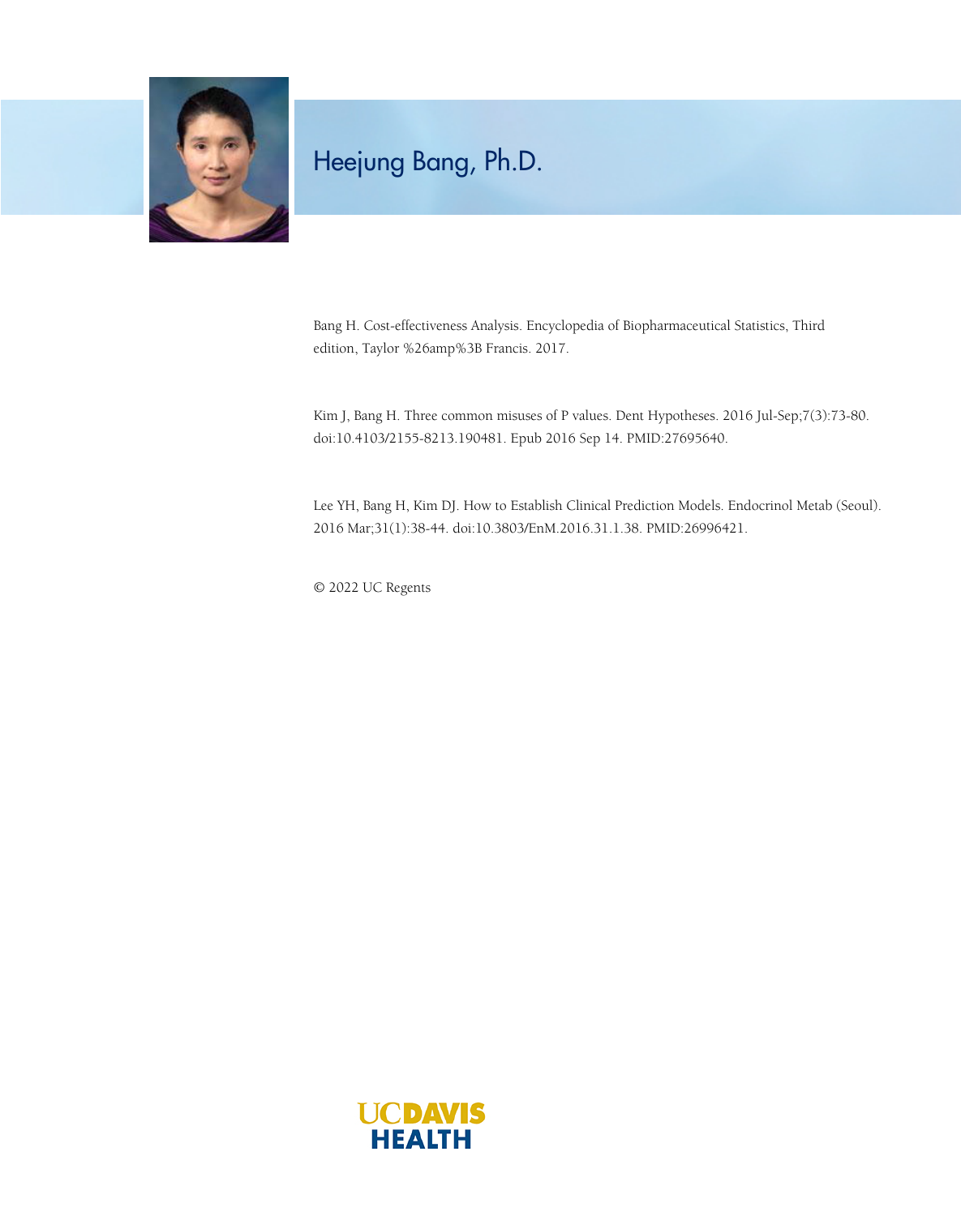# Heejung Bang, Ph.D.

Bang H. Cost-effectiveness Analysis. Encyclopedia of Biopharmaceutical Statistics, Third edition, Taylor %26amp%3B Francis. 2017.

Kim J, Bang H. Three common misuses of P values. Dent Hypotheses. 2016 Jul-Sep;7(3):73-80. doi:10.4103/2155-8213.190481. Epub 2016 Sep 14. PMID:27695640.

Lee YH, Bang H, Kim DJ. How to Establish Clinical Prediction Models. Endocrinol Metab (Seoul). 2016 Mar;31(1):38-44. doi:10.3803/EnM.2016.31.1.38. PMID:26996421.

© 2022 UC Regents

UCDAVIS HEALTH